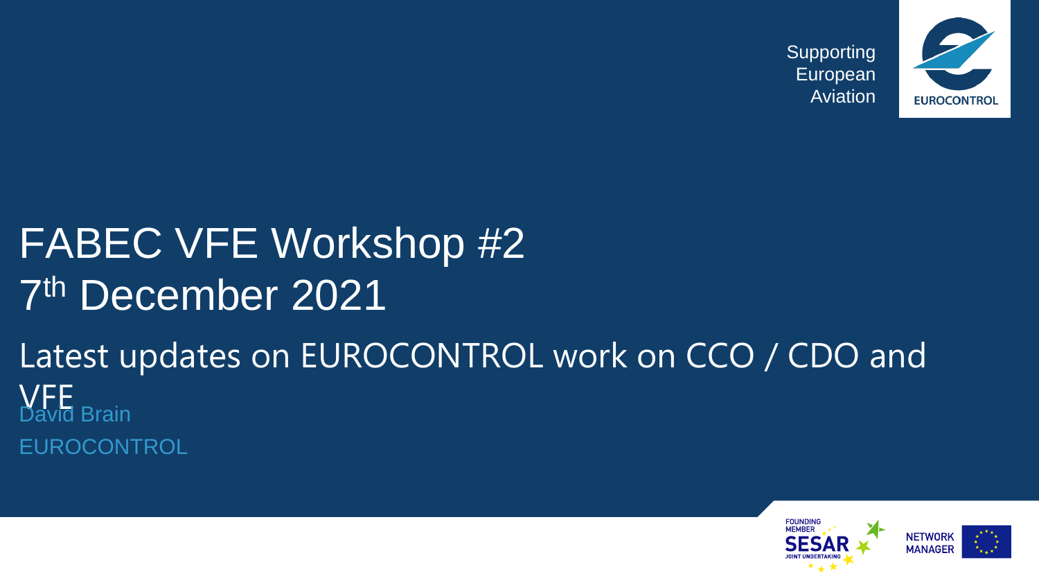Supporting European Aviation

EUROCONTROL

# FABEC VFE Workshop #2
# 7th December 2021

## Latest updates on EUROCONTROL work on CCO / CDO and VFE

David Brain

EUROCONTROL

FOUNDING MEMBER SESAR JOINT UNDERTAKING

NETWORK MANAGER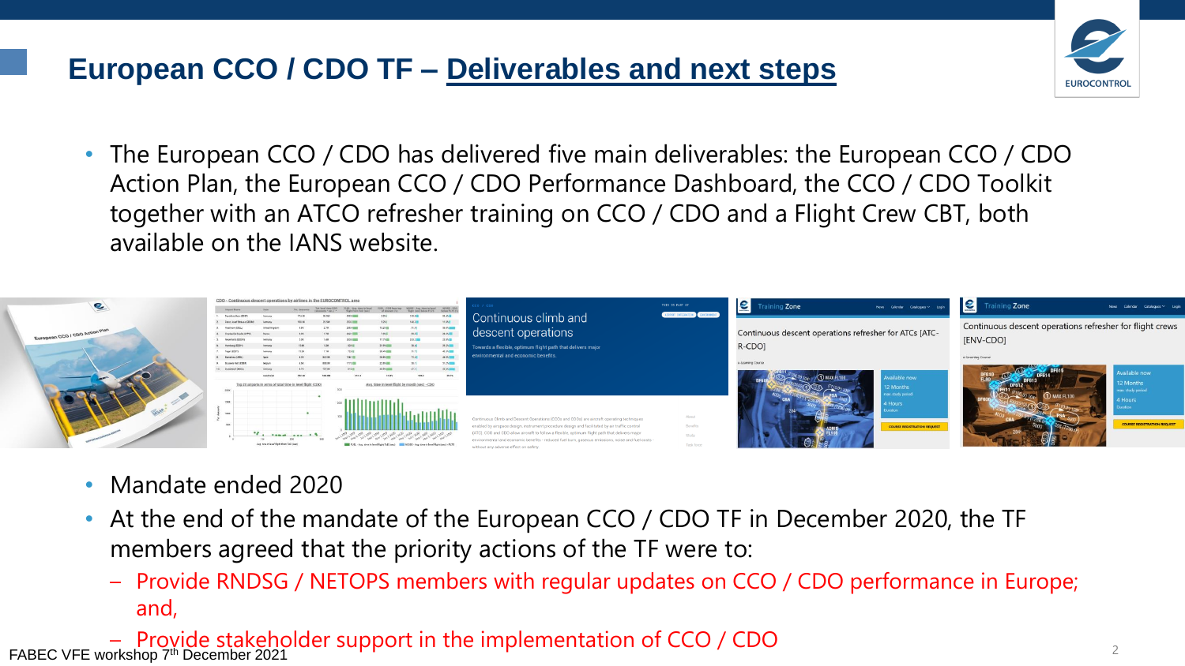# European CCO / CDO TF – Deliverables and next steps

- The European CCO / CDO has delivered five main deliverables: the European CCO / CDO Action Plan, the European CCO / CDO Performance Dashboard, the CCO / CDO Toolkit together with an ATCO refresher training on CCO / CDO and a Flight Crew CBT, both available on the IANS website.

- Mandate ended 2020
- At the end of the mandate of the European CCO / CDO TF in December 2020, the TF members agreed that the priority actions of the TF were to:
  - Provide RNDSG / NETOPS members with regular updates on CCO / CDO performance in Europe; and,
  - Provide stakeholder support in the implementation of CCO / CDO

FABEC VFE workshop 7th December 2021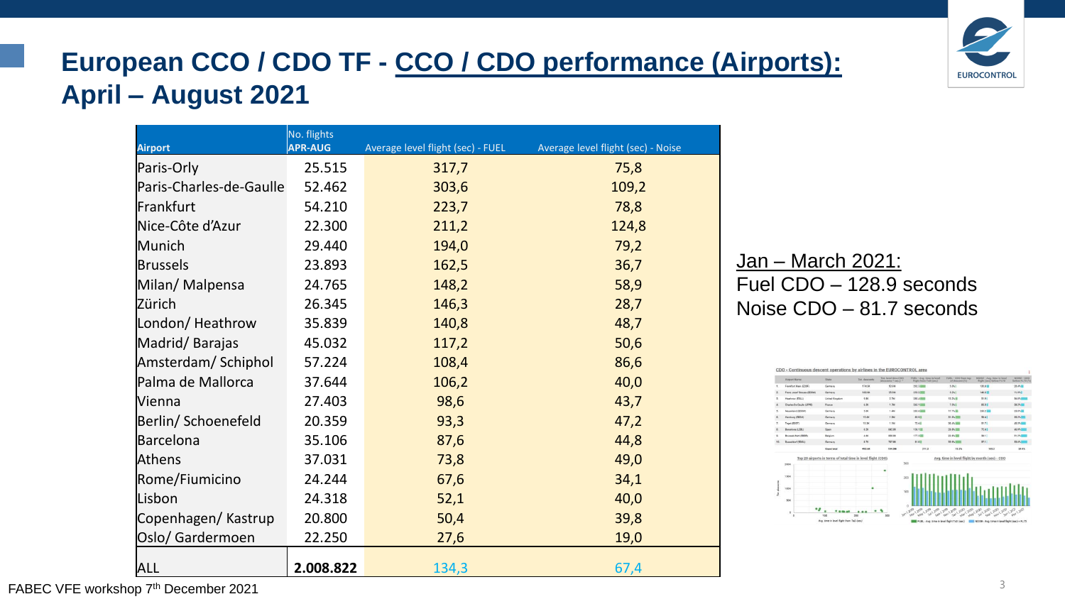# European CCO / CDO TF - CCO / CDO performance (Airports): April – August 2021

| Airport | No. flights APR-AUG | Average level flight (sec) - FUEL | Average level flight (sec) - Noise |
|---|---|---|---|
| Paris-Orly | 25.515 | 317,7 | 75,8 |
| Paris-Charles-de-Gaulle | 52.462 | 303,6 | 109,2 |
| Frankfurt | 54.210 | 223,7 | 78,8 |
| Nice-Côte d'Azur | 22.300 | 211,2 | 124,8 |
| Munich | 29.440 | 194,0 | 79,2 |
| Brussels | 23.893 | 162,5 | 36,7 |
| Milan/ Malpensa | 24.765 | 148,2 | 58,9 |
| Zürich | 26.345 | 146,3 | 28,7 |
| London/ Heathrow | 35.839 | 140,8 | 48,7 |
| Madrid/ Barajas | 45.032 | 117,2 | 50,6 |
| Amsterdam/ Schiphol | 57.224 | 108,4 | 86,6 |
| Palma de Mallorca | 37.644 | 106,2 | 40,0 |
| Vienna | 27.403 | 98,6 | 43,7 |
| Berlin/ Schoenefeld | 20.359 | 93,3 | 47,2 |
| Barcelona | 35.106 | 87,6 | 44,8 |
| Athens | 37.031 | 73,8 | 49,0 |
| Rome/Fiumicino | 24.244 | 67,6 | 34,1 |
| Lisbon | 24.318 | 52,1 | 40,0 |
| Copenhagen/ Kastrup | 20.800 | 50,4 | 39,8 |
| Oslo/ Gardermoen | 22.250 | 27,6 | 19,0 |
| ALL | 2.008.822 | 134,3 | 67,4 |

Jan – March 2021:
Fuel CDO – 128.9 seconds
Noise CDO – 81.7 seconds

FABEC VFE workshop 7th December 2021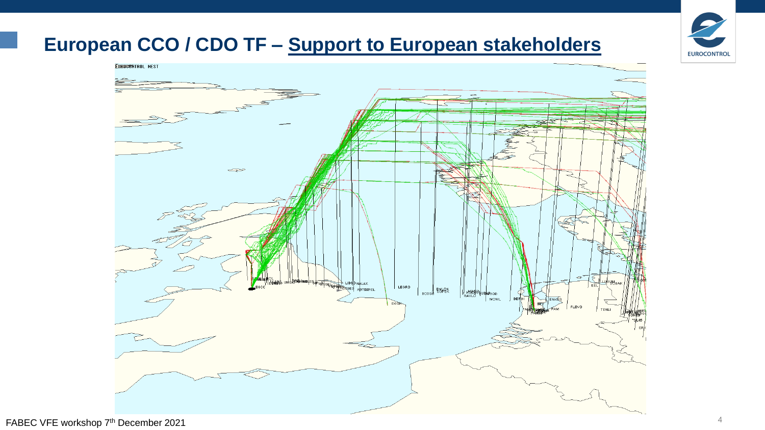# European CCO / CDO TF – Support to European stakeholders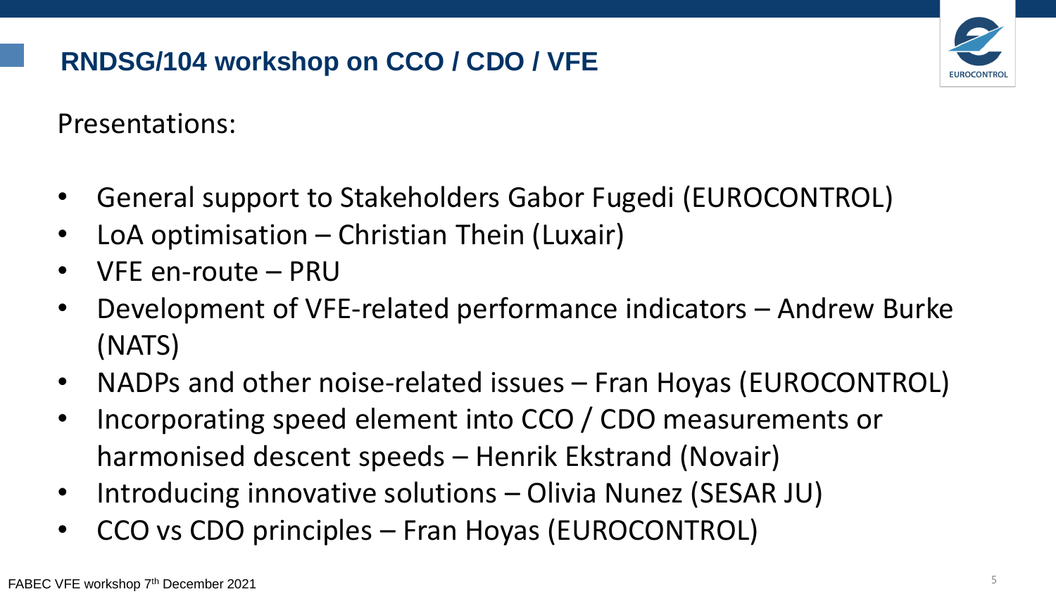# RNDSG/104 workshop on CCO / CDO / VFE

Presentations:

- General support to Stakeholders Gabor Fugedi (EUROCONTROL)
- LoA optimisation – Christian Thein (Luxair)
- VFE en-route – PRU
- Development of VFE-related performance indicators – Andrew Burke (NATS)
- NADPs and other noise-related issues – Fran Hoyas (EUROCONTROL)
- Incorporating speed element into CCO / CDO measurements or harmonised descent speeds – Henrik Ekstrand (Novair)
- Introducing innovative solutions – Olivia Nunez (SESAR JU)
- CCO vs CDO principles – Fran Hoyas (EUROCONTROL)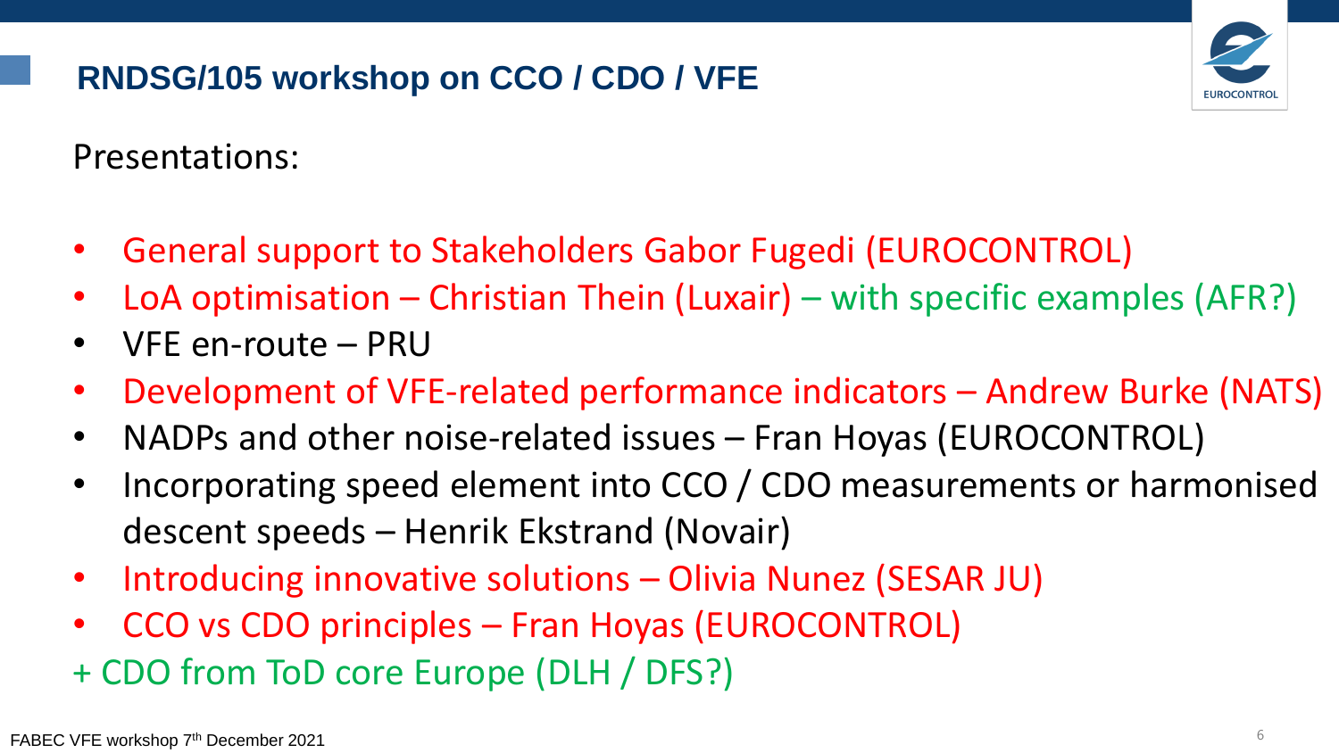# RNDSG/105 workshop on CCO / CDO / VFE

Presentations:

- General support to Stakeholders Gabor Fugedi (EUROCONTROL)
- LoA optimisation – Christian Thein (Luxair) – with specific examples (AFR?)
- VFE en-route – PRU
- Development of VFE-related performance indicators – Andrew Burke (NATS)
- NADPs and other noise-related issues – Fran Hoyas (EUROCONTROL)
- Incorporating speed element into CCO / CDO measurements or harmonised descent speeds – Henrik Ekstrand (Novair)
- Introducing innovative solutions – Olivia Nunez (SESAR JU)
- CCO vs CDO principles – Fran Hoyas (EUROCONTROL)

+ CDO from ToD core Europe (DLH / DFS?)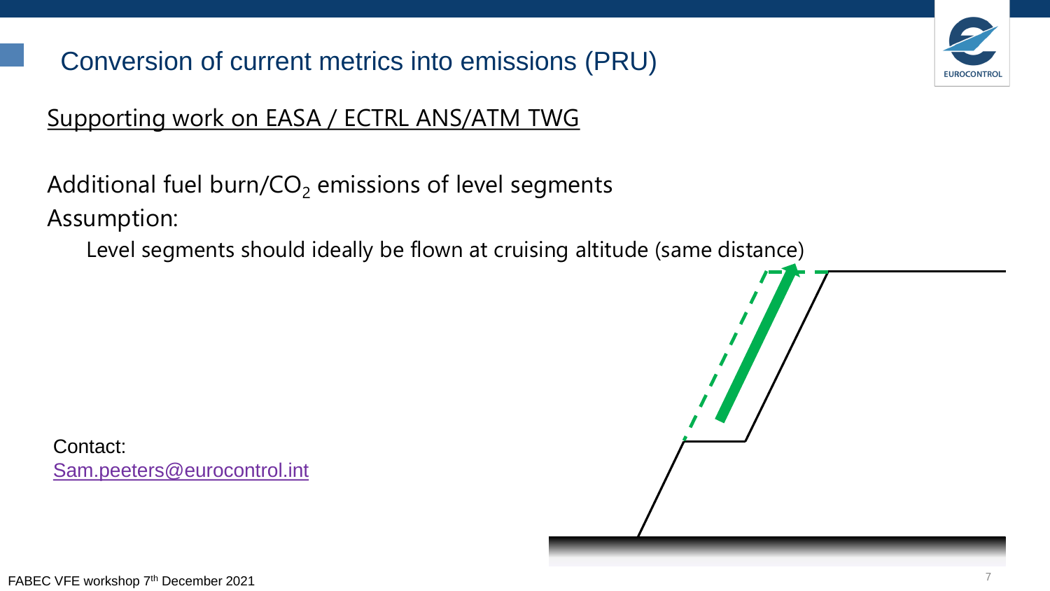# Conversion of current metrics into emissions (PRU)

Supporting work on EASA / ECTRL ANS/ATM TWG

Additional fuel burn/$CO_2$ emissions of level segments

Assumption:

Level segments should ideally be flown at cruising altitude (same distance)

Contact:
Sam.peeters@eurocontrol.int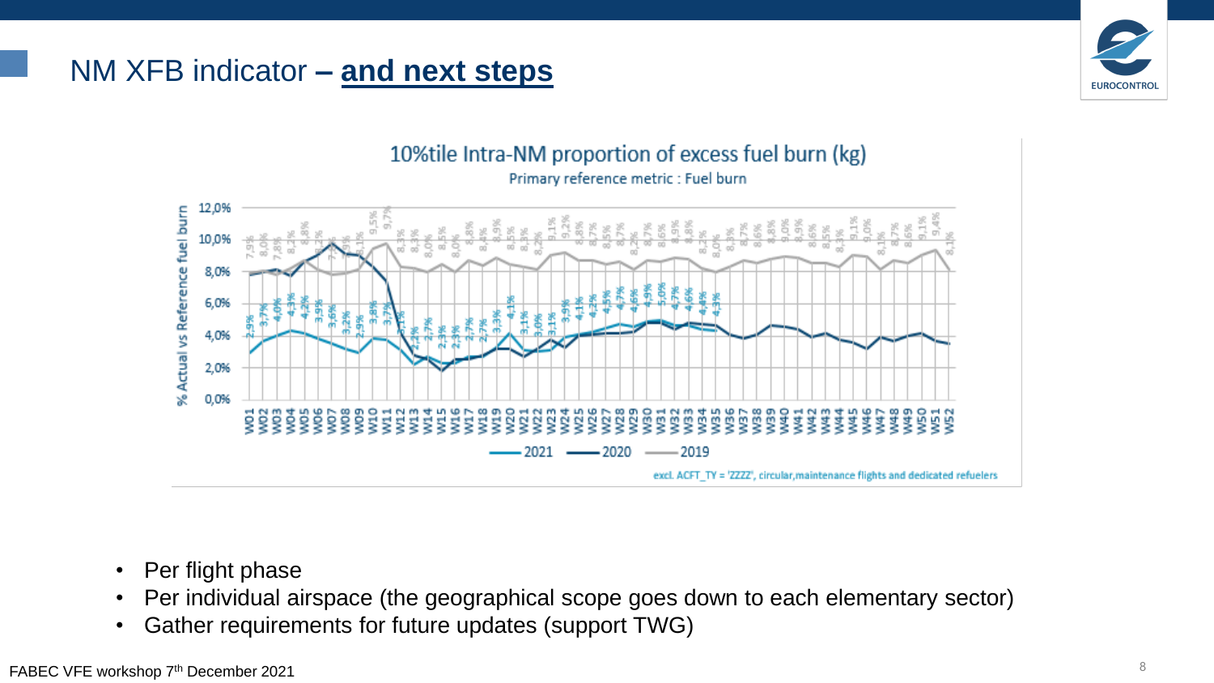# NM XFB indicator – and next steps

10%tile Intra-NM proportion of excess fuel burn (kg)

Primary reference metric : Fuel burn

excl. ACFT_TY = 'ZZZZ', circular,maintenance flights and dedicated refuelers

- Per flight phase
- Per individual airspace (the geographical scope goes down to each elementary sector)
- Gather requirements for future updates (support TWG)

FABEC VFE workshop 7th December 2021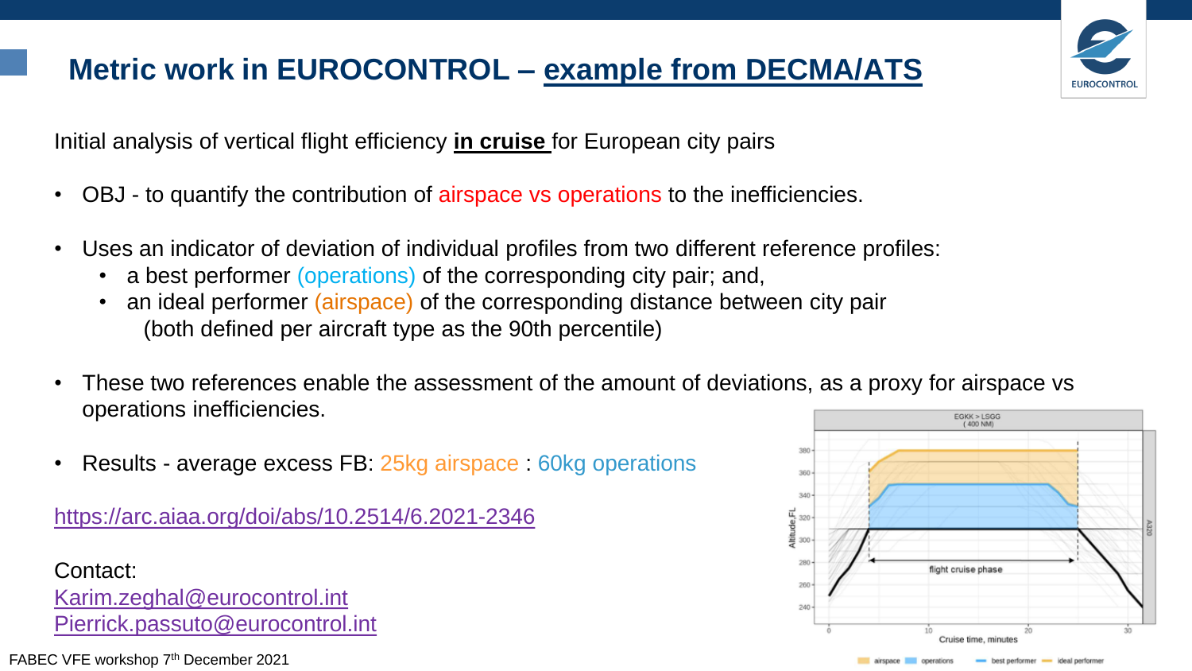# Metric work in EUROCONTROL – example from DECMA/ATS

Initial analysis of vertical flight efficiency **in cruise** for European city pairs

- OBJ - to quantify the contribution of airspace vs operations to the inefficiencies.
- Uses an indicator of deviation of individual profiles from two different reference profiles:
  - a best performer (operations) of the corresponding city pair; and,
  - an ideal performer (airspace) of the corresponding distance between city pair
  
  (both defined per aircraft type as the 90th percentile)
- These two references enable the assessment of the amount of deviations, as a proxy for airspace vs operations inefficiencies.
- Results - average excess FB: 25kg airspace : 60kg operations

https://arc.aiaa.org/doi/abs/10.2514/6.2021-2346

Contact:
Karim.zeghal@eurocontrol.int
Pierrick.passuto@eurocontrol.int

FABEC VFE workshop 7th December 2021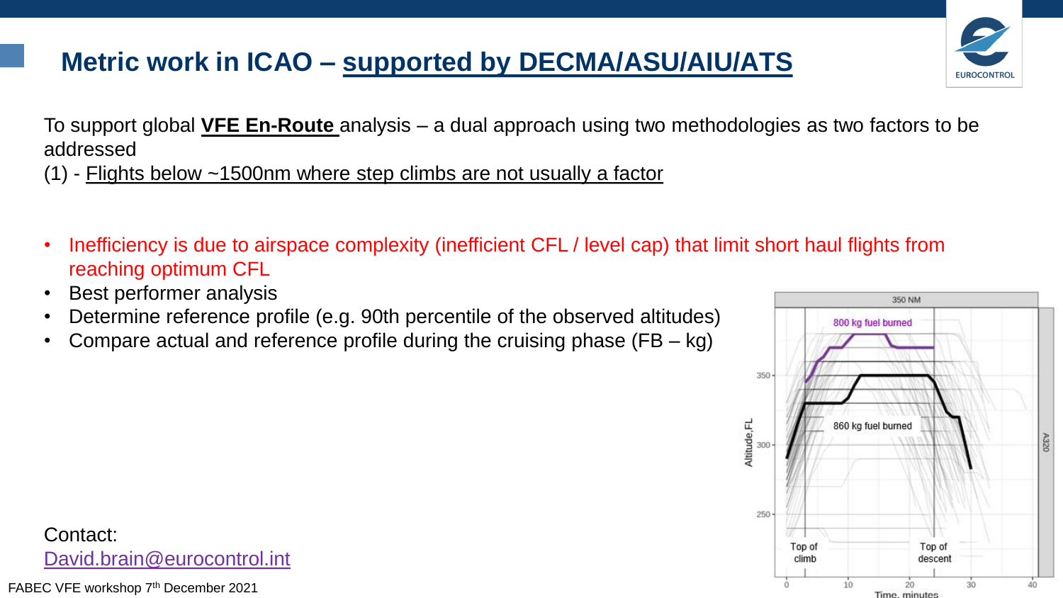# Metric work in ICAO – supported by DECMA/ASU/AIU/ATS

To support global **VFE En-Route** analysis – a dual approach using two methodologies as two factors to be addressed

(1) - Flights below ~1500nm where step climbs are not usually a factor

- Inefficiency is due to airspace complexity (inefficient CFL / level cap) that limit short haul flights from reaching optimum CFL
- Best performer analysis
- Determine reference profile (e.g. 90th percentile of the observed altitudes)
- Compare actual and reference profile during the cruising phase (FB – kg)

Contact:
David.brain@eurocontrol.int

FABEC VFE workshop 7th December 2021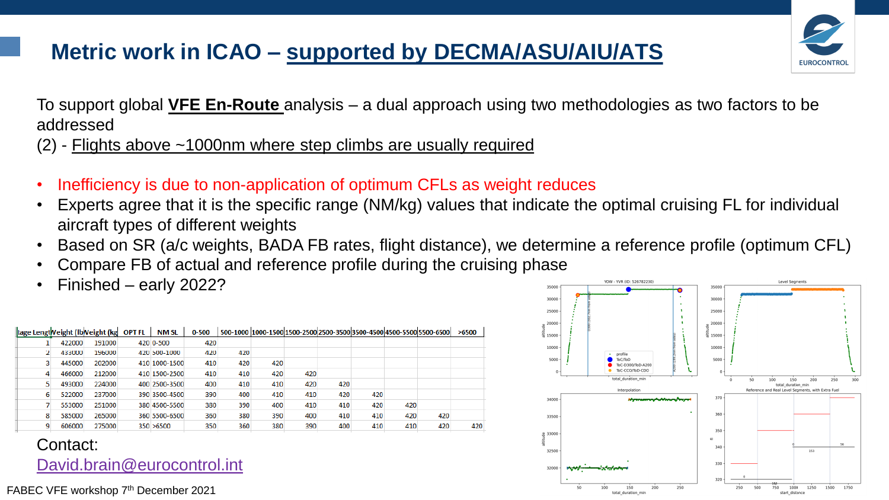# Metric work in ICAO – supported by DECMA/ASU/AIU/ATS

To support global **VFE En-Route** analysis – a dual approach using two methodologies as two factors to be addressed

(2) - Flights above ~1000nm where step climbs are usually required

- Inefficiency is due to non-application of optimum CFLs as weight reduces
- Experts agree that it is the specific range (NM/kg) values that indicate the optimal cruising FL for individual aircraft types of different weights
- Based on SR (a/c weights, BADA FB rates, flight distance), we determine a reference profile (optimum CFL)
- Compare FB of actual and reference profile during the cruising phase
- Finished – early 2022?

| tage Leng | Weight (lb | Weight (kg | OPT FL | NM SL | 0-500 | 500-1000 | 1000-1500 | 1500-2500 | 2500-3500 | 3500-4500 | 4500-5500 | 5500-6500 | >6500 |
|---|---|---|---|---|---|---|---|---|---|---|---|---|---|
| 1 | 422000 | 191000 | 420 | 0-500 | 420 | | | | | | | | |
| 2 | 433000 | 196000 | 420 | 500-1000 | 420 | 420 | | | | | | | |
| 3 | 445000 | 202000 | 410 | 1000-1500 | 410 | 420 | 420 | | | | | | |
| 4 | 466000 | 212000 | 410 | 1500-2500 | 410 | 410 | 420 | 420 | | | | | |
| 5 | 493000 | 224000 | 400 | 2500-3500 | 400 | 410 | 410 | 420 | 420 | | | | |
| 6 | 522000 | 237000 | 390 | 3500-4500 | 390 | 400 | 410 | 410 | 420 | 420 | | | |
| 7 | 553000 | 251000 | 380 | 4500-5500 | 380 | 390 | 400 | 410 | 410 | 420 | 420 | | |
| 8 | 585000 | 265000 | 360 | 5500-6500 | 360 | 380 | 390 | 400 | 410 | 410 | 420 | 420 | |
| 9 | 606000 | 275000 | 350 | >6500 | 350 | 360 | 380 | 390 | 400 | 410 | 410 | 420 | 420 |

Contact:
David.brain@eurocontrol.int

FABEC VFE workshop 7th December 2021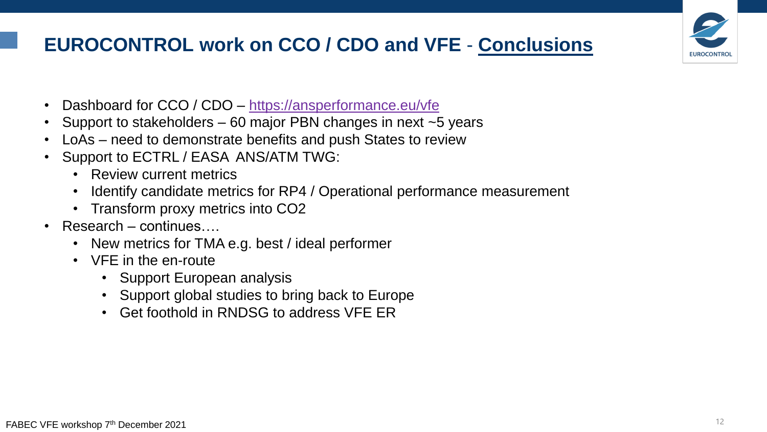# EUROCONTROL work on CCO / CDO and VFE - Conclusions

- Dashboard for CCO / CDO – https://ansperformance.eu/vfe
- Support to stakeholders – 60 major PBN changes in next ~5 years
- LoAs – need to demonstrate benefits and push States to review
- Support to ECTRL / EASA ANS/ATM TWG:
  - Review current metrics
  - Identify candidate metrics for RP4 / Operational performance measurement
  - Transform proxy metrics into $CO_2$
- Research – continues….
  - New metrics for TMA e.g. best / ideal performer
  - VFE in the en-route
    - Support European analysis
    - Support global studies to bring back to Europe
    - Get foothold in RNDSG to address VFE ER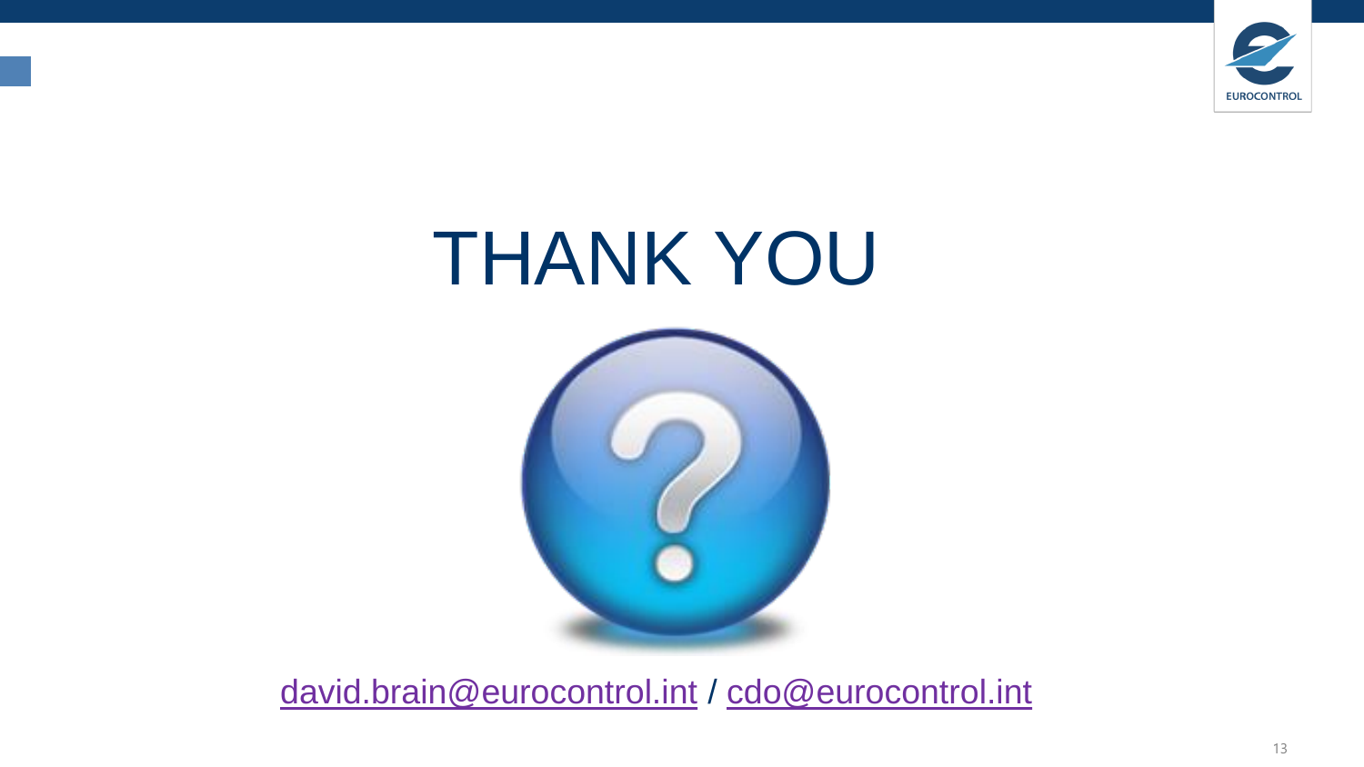# THANK YOU

david.brain@eurocontrol.int / cdo@eurocontrol.int